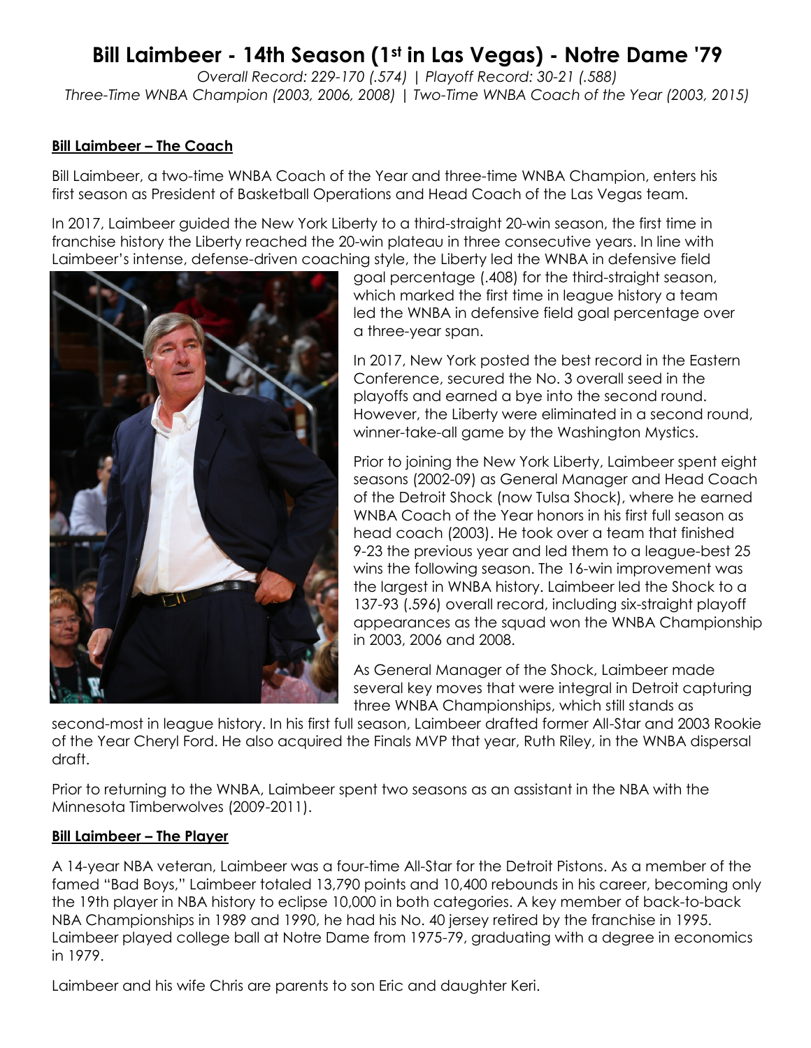# Bill Laimbeer - 14th Season (1st in Las Vegas) - Notre Dame '79

*Overall Record: 229-170 (.574) | Playoff Record: 30-21 (.588)*
*Three-Time WNBA Champion (2003, 2006, 2008) | Two-Time WNBA Coach of the Year (2003, 2015)*

## Bill Laimbeer – The Coach

Bill Laimbeer, a two-time WNBA Coach of the Year and three-time WNBA Champion, enters his first season as President of Basketball Operations and Head Coach of the Las Vegas team.

In 2017, Laimbeer guided the New York Liberty to a third-straight 20-win season, the first time in franchise history the Liberty reached the 20-win plateau in three consecutive years. In line with Laimbeer's intense, defense-driven coaching style, the Liberty led the WNBA in defensive field goal percentage (.408) for the third-straight season, which marked the first time in league history a team led the WNBA in defensive field goal percentage over a three-year span.

In 2017, New York posted the best record in the Eastern Conference, secured the No. 3 overall seed in the playoffs and earned a bye into the second round. However, the Liberty were eliminated in a second round, winner-take-all game by the Washington Mystics.

Prior to joining the New York Liberty, Laimbeer spent eight seasons (2002-09) as General Manager and Head Coach of the Detroit Shock (now Tulsa Shock), where he earned WNBA Coach of the Year honors in his first full season as head coach (2003). He took over a team that finished 9-23 the previous year and led them to a league-best 25 wins the following season. The 16-win improvement was the largest in WNBA history. Laimbeer led the Shock to a 137-93 (.596) overall record, including six-straight playoff appearances as the squad won the WNBA Championship in 2003, 2006 and 2008.

As General Manager of the Shock, Laimbeer made several key moves that were integral in Detroit capturing three WNBA Championships, which still stands as second-most in league history. In his first full season, Laimbeer drafted former All-Star and 2003 Rookie of the Year Cheryl Ford. He also acquired the Finals MVP that year, Ruth Riley, in the WNBA dispersal draft.

Prior to returning to the WNBA, Laimbeer spent two seasons as an assistant in the NBA with the Minnesota Timberwolves (2009-2011).

## Bill Laimbeer – The Player

A 14-year NBA veteran, Laimbeer was a four-time All-Star for the Detroit Pistons. As a member of the famed "Bad Boys," Laimbeer totaled 13,790 points and 10,400 rebounds in his career, becoming only the 19th player in NBA history to eclipse 10,000 in both categories. A key member of back-to-back NBA Championships in 1989 and 1990, he had his No. 40 jersey retired by the franchise in 1995. Laimbeer played college ball at Notre Dame from 1975-79, graduating with a degree in economics in 1979.

Laimbeer and his wife Chris are parents to son Eric and daughter Keri.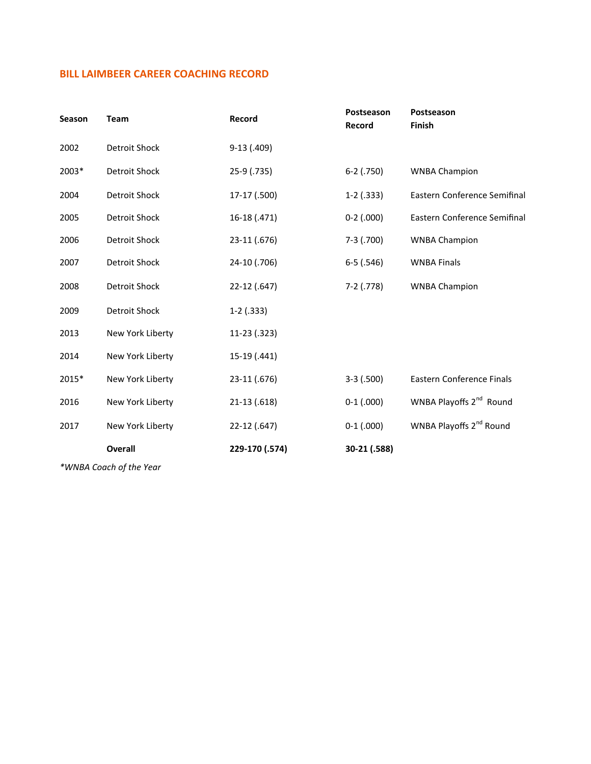## BILL LAIMBEER CAREER COACHING RECORD

| Season | Team | Record | Postseason Record | Postseason Finish |
|---|---|---|---|---|
| 2002 | Detroit Shock | 9-13 (.409) | | |
| 2003* | Detroit Shock | 25-9 (.735) | 6-2 (.750) | WNBA Champion |
| 2004 | Detroit Shock | 17-17 (.500) | 1-2 (.333) | Eastern Conference Semifinal |
| 2005 | Detroit Shock | 16-18 (.471) | 0-2 (.000) | Eastern Conference Semifinal |
| 2006 | Detroit Shock | 23-11 (.676) | 7-3 (.700) | WNBA Champion |
| 2007 | Detroit Shock | 24-10 (.706) | 6-5 (.546) | WNBA Finals |
| 2008 | Detroit Shock | 22-12 (.647) | 7-2 (.778) | WNBA Champion |
| 2009 | Detroit Shock | 1-2 (.333) | | |
| 2013 | New York Liberty | 11-23 (.323) | | |
| 2014 | New York Liberty | 15-19 (.441) | | |
| 2015* | New York Liberty | 23-11 (.676) | 3-3 (.500) | Eastern Conference Finals |
| 2016 | New York Liberty | 21-13 (.618) | 0-1 (.000) | WNBA Playoffs 2nd Round |
| 2017 | New York Liberty | 22-12 (.647) | 0-1 (.000) | WNBA Playoffs 2nd Round |
| | **Overall** | **229-170 (.574)** | **30-21 (.588)** | |

*\*WNBA Coach of the Year*